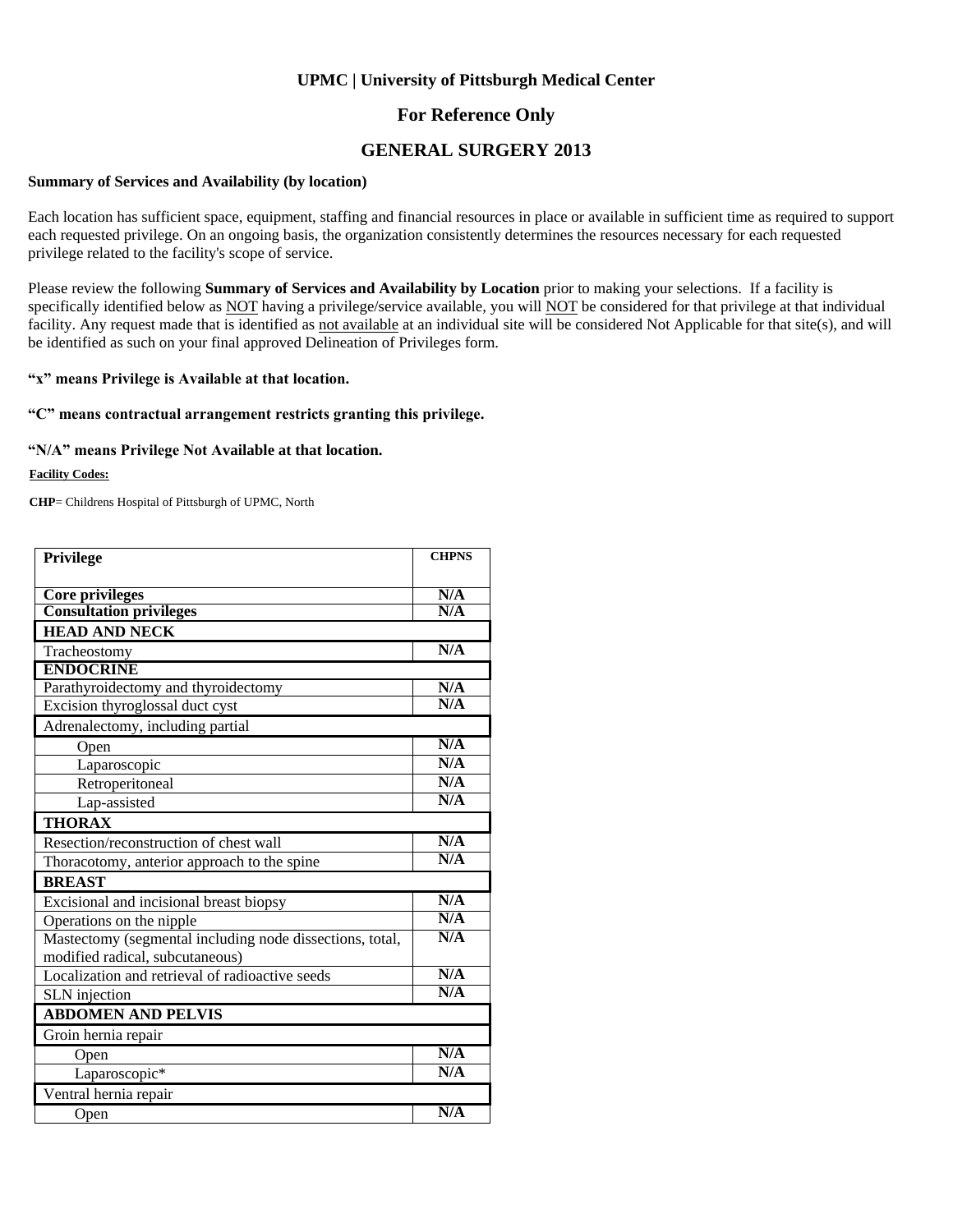**UPMC | University of Pittsburgh Medical Center**

## For Reference Only

## GENERAL SURGERY 2013

**Summary of Services and Availability (by location)**

Each location has sufficient space, equipment, staffing and financial resources in place or available in sufficient time as required to support each requested privilege. On an ongoing basis, the organization consistently determines the resources necessary for each requested privilege related to the facility's scope of service.

Please review the following **Summary of Services and Availability by Location** prior to making your selections. If a facility is specifically identified below as NOT having a privilege/service available, you will NOT be considered for that privilege at that individual facility. Any request made that is identified as not available at an individual site will be considered Not Applicable for that site(s), and will be identified as such on your final approved Delineation of Privileges form.

**"x" means Privilege is Available at that location.**

**"C" means contractual arrangement restricts granting this privilege.**

**"N/A" means Privilege Not Available at that location.**

**Facility Codes:**

**CHP**= Childrens Hospital of Pittsburgh of UPMC, North

| Privilege | CHPNS |
|---|---|
| **Core privileges** | N/A |
| **Consultation privileges** | N/A |
| **HEAD AND NECK** | |
| Tracheostomy | N/A |
| **ENDOCRINE** | |
| Parathyroidectomy and thyroidectomy | N/A |
| Excision thyroglossal duct cyst | N/A |
| Adrenalectomy, including partial | |
| Open | N/A |
| Laparoscopic | N/A |
| Retroperitoneal | N/A |
| Lap-assisted | N/A |
| **THORAX** | |
| Resection/reconstruction of chest wall | N/A |
| Thoracotomy, anterior approach to the spine | N/A |
| **BREAST** | |
| Excisional and incisional breast biopsy | N/A |
| Operations on the nipple | N/A |
| Mastectomy (segmental including node dissections, total, modified radical, subcutaneous) | N/A |
| Localization and retrieval of radioactive seeds | N/A |
| SLN injection | N/A |
| **ABDOMEN AND PELVIS** | |
| Groin hernia repair | |
| Open | N/A |
| Laparoscopic* | N/A |
| Ventral hernia repair | |
| Open | N/A |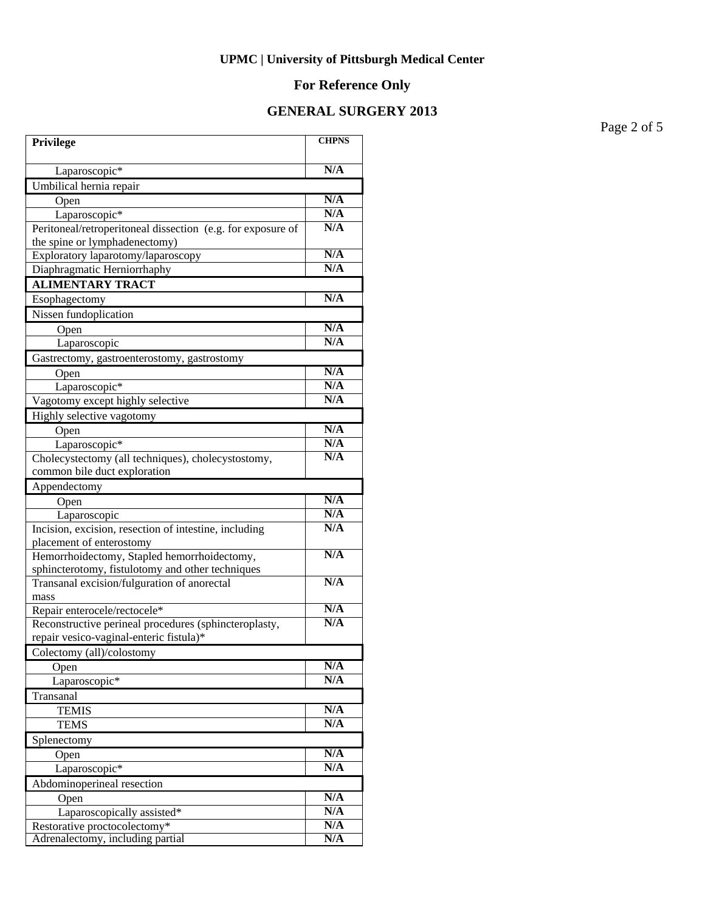**UPMC | University of Pittsburgh Medical Center**

**For Reference Only**

**GENERAL SURGERY 2013**

| Privilege | CHPNS |
|---|---|
| Laparoscopic* | N/A |
| Umbilical hernia repair | |
| Open | N/A |
| Laparoscopic* | N/A |
| Peritoneal/retroperitoneal dissection (e.g. for exposure of the spine or lymphadenectomy) | N/A |
| Exploratory laparotomy/laparoscopy | N/A |
| Diaphragmatic Herniorrhaphy | N/A |
| **ALIMENTARY TRACT** | |
| Esophagectomy | N/A |
| Nissen fundoplication | |
| Open | N/A |
| Laparoscopic | N/A |
| Gastrectomy, gastroenterostomy, gastrostomy | |
| Open | N/A |
| Laparoscopic* | N/A |
| Vagotomy except highly selective | N/A |
| Highly selective vagotomy | |
| Open | N/A |
| Laparoscopic* | N/A |
| Cholecystectomy (all techniques), cholecystostomy, common bile duct exploration | N/A |
| Appendectomy | |
| Open | N/A |
| Laparoscopic | N/A |
| Incision, excision, resection of intestine, including placement of enterostomy | N/A |
| Hemorrhoidectomy, Stapled hemorrhoidectomy, sphincterotomy, fistulotomy and other techniques | N/A |
| Transanal excision/fulguration of anorectal mass | N/A |
| Repair enterocele/rectocele* | N/A |
| Reconstructive perineal procedures (sphincteroplasty, repair vesico-vaginal-enteric fistula)* | N/A |
| Colectomy (all)/colostomy | |
| Open | N/A |
| Laparoscopic* | N/A |
| Transanal | |
| TEMIS | N/A |
| TEMS | N/A |
| Splenectomy | |
| Open | N/A |
| Laparoscopic* | N/A |
| Abdominoperineal resection | |
| Open | N/A |
| Laparoscopically assisted* | N/A |
| Restorative proctocolectomy* | N/A |
| Adrenalectomy, including partial | N/A |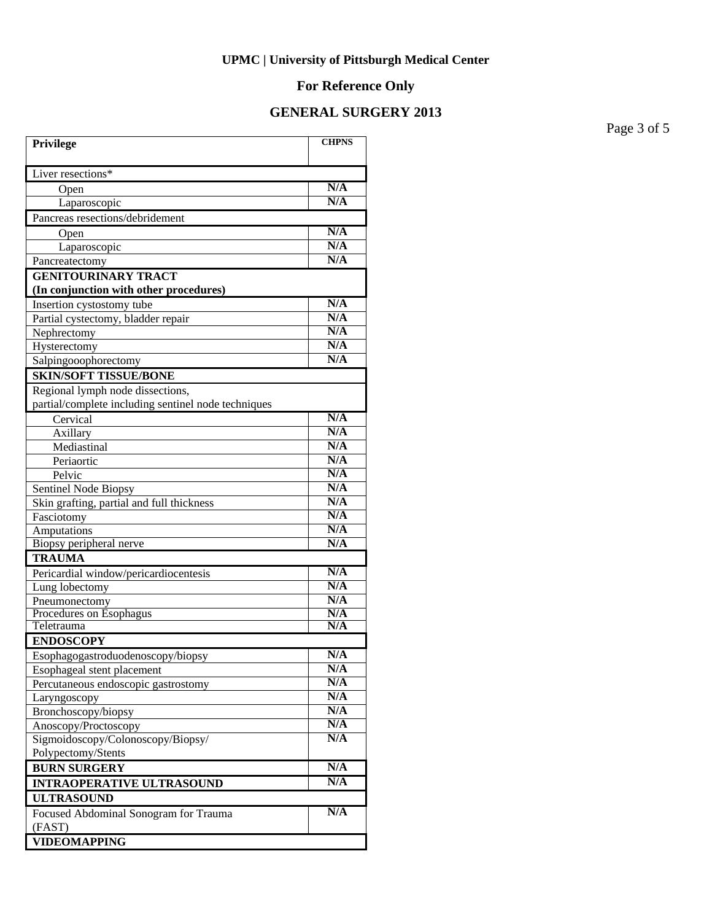**UPMC | University of Pittsburgh Medical Center**

**For Reference Only**

**GENERAL SURGERY 2013**

| Privilege | CHPNS |
|---|---|
| Liver resections* | |
| Open | N/A |
| Laparoscopic | N/A |
| Pancreas resections/debridement | |
| Open | N/A |
| Laparoscopic | N/A |
| Pancreatectomy | N/A |
| **GENITOURINARY TRACT (In conjunction with other procedures)** | |
| Insertion cystostomy tube | N/A |
| Partial cystectomy, bladder repair | N/A |
| Nephrectomy | N/A |
| Hysterectomy | N/A |
| Salpingooophorectomy | N/A |
| **SKIN/SOFT TISSUE/BONE** | |
| Regional lymph node dissections, partial/complete including sentinel node techniques | |
| Cervical | N/A |
| Axillary | N/A |
| Mediastinal | N/A |
| Periaortic | N/A |
| Pelvic | N/A |
| Sentinel Node Biopsy | N/A |
| Skin grafting, partial and full thickness | N/A |
| Fasciotomy | N/A |
| Amputations | N/A |
| Biopsy peripheral nerve | N/A |
| **TRAUMA** | |
| Pericardial window/pericardiocentesis | N/A |
| Lung lobectomy | N/A |
| Pneumonectomy | N/A |
| Procedures on Esophagus | N/A |
| Teletrauma | N/A |
| **ENDOSCOPY** | |
| Esophagogastroduodenoscopy/biopsy | N/A |
| Esophageal stent placement | N/A |
| Percutaneous endoscopic gastrostomy | N/A |
| Laryngoscopy | N/A |
| Bronchoscopy/biopsy | N/A |
| Anoscopy/Proctoscopy | N/A |
| Sigmoidoscopy/Colonoscopy/Biopsy/ Polypectomy/Stents | N/A |
| **BURN SURGERY** | N/A |
| **INTRAOPERATIVE ULTRASOUND** | N/A |
| **ULTRASOUND** | |
| Focused Abdominal Sonogram for Trauma (FAST) | N/A |
| **VIDEOMAPPING** | |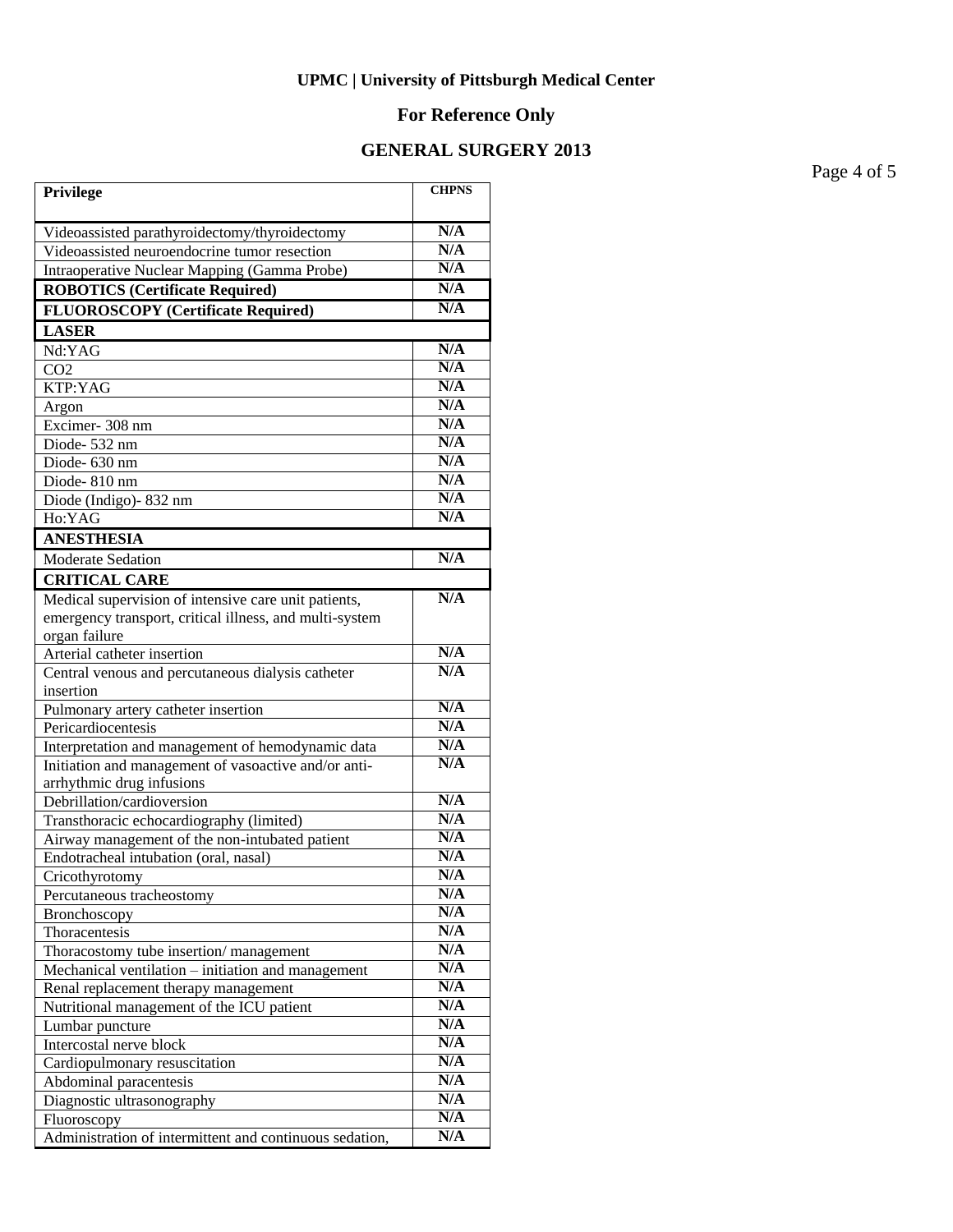**UPMC | University of Pittsburgh Medical Center**

**For Reference Only**

**GENERAL SURGERY 2013**

| Privilege | CHPNS |
|---|---|
| Videoassisted parathyroidectomy/thyroidectomy | N/A |
| Videoassisted neuroendocrine tumor resection | N/A |
| Intraoperative Nuclear Mapping (Gamma Probe) | N/A |
| **ROBOTICS (Certificate Required)** | N/A |
| **FLUOROSCOPY (Certificate Required)** | N/A |
| **LASER** | |
| Nd:YAG | N/A |
| CO2 | N/A |
| KTP:YAG | N/A |
| Argon | N/A |
| Excimer- 308 nm | N/A |
| Diode- 532 nm | N/A |
| Diode- 630 nm | N/A |
| Diode- 810 nm | N/A |
| Diode (Indigo)- 832 nm | N/A |
| Ho:YAG | N/A |
| **ANESTHESIA** | |
| Moderate Sedation | N/A |
| **CRITICAL CARE** | |
| Medical supervision of intensive care unit patients, emergency transport, critical illness, and multi-system organ failure | N/A |
| Arterial catheter insertion | N/A |
| Central venous and percutaneous dialysis catheter insertion | N/A |
| Pulmonary artery catheter insertion | N/A |
| Pericardiocentesis | N/A |
| Interpretation and management of hemodynamic data | N/A |
| Initiation and management of vasoactive and/or anti-arrhythmic drug infusions | N/A |
| Debrillation/cardioversion | N/A |
| Transthoracic echocardiography (limited) | N/A |
| Airway management of the non-intubated patient | N/A |
| Endotracheal intubation (oral, nasal) | N/A |
| Cricothyrotomy | N/A |
| Percutaneous tracheostomy | N/A |
| Bronchoscopy | N/A |
| Thoracentesis | N/A |
| Thoracostomy tube insertion/ management | N/A |
| Mechanical ventilation – initiation and management | N/A |
| Renal replacement therapy management | N/A |
| Nutritional management of the ICU patient | N/A |
| Lumbar puncture | N/A |
| Intercostal nerve block | N/A |
| Cardiopulmonary resuscitation | N/A |
| Abdominal paracentesis | N/A |
| Diagnostic ultrasonography | N/A |
| Fluoroscopy | N/A |
| Administration of intermittent and continuous sedation, | N/A |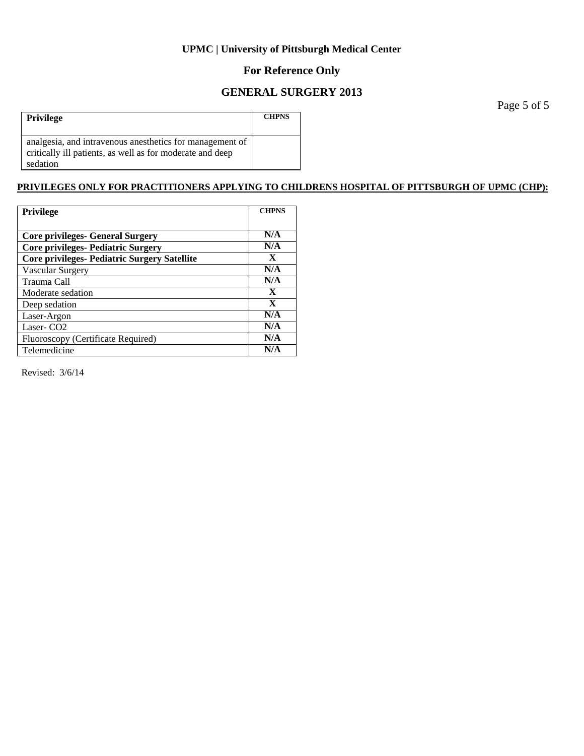**UPMC | University of Pittsburgh Medical Center**

**For Reference Only**

**GENERAL SURGERY 2013**

| **Privilege** | **CHPNS** |
|---|---|
| analgesia, and intravenous anesthetics for management of critically ill patients, as well as for moderate and deep sedation | |

**PRIVILEGES ONLY FOR PRACTITIONERS APPLYING TO CHILDRENS HOSPITAL OF PITTSBURGH OF UPMC (CHP):**

| **Privilege** | **CHPNS** |
|---|---|
| **Core privileges- General Surgery** | **N/A** |
| **Core privileges- Pediatric Surgery** | **N/A** |
| **Core privileges- Pediatric Surgery Satellite** | **X** |
| Vascular Surgery | **N/A** |
| Trauma Call | **N/A** |
| Moderate sedation | **X** |
| Deep sedation | **X** |
| Laser-Argon | **N/A** |
| Laser- CO2 | **N/A** |
| Fluoroscopy (Certificate Required) | **N/A** |
| Telemedicine | **N/A** |

Revised: 3/6/14